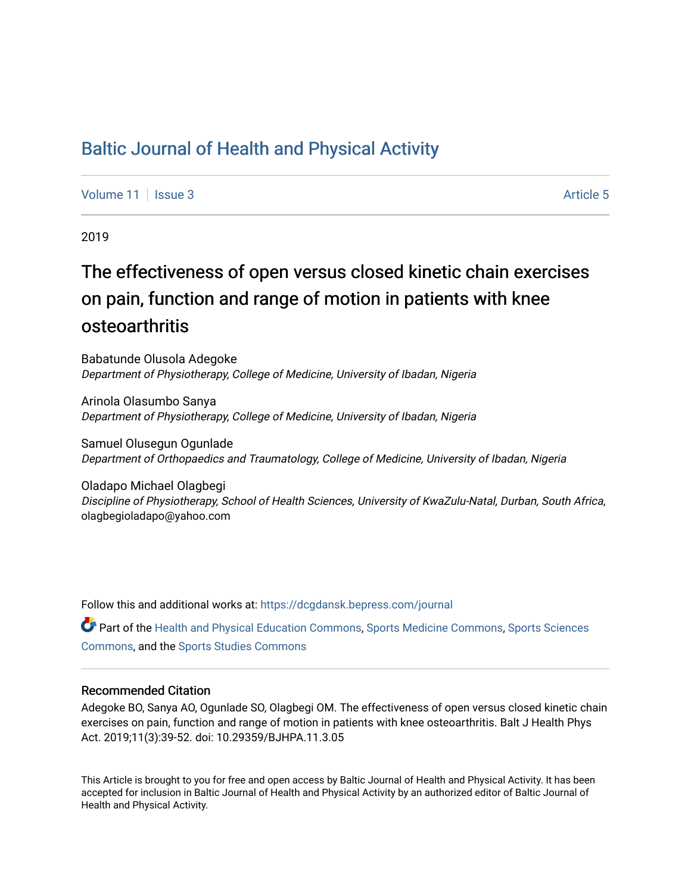# Baltic Journal of Health and Physical Activity

Volume 11 | Issue 3 Article 5

2019

## The effectiveness of open versus closed kinetic chain exercises on pain, function and range of motion in patients with knee osteoarthritis

Babatunde Olusola Adegoke
*Department of Physiotherapy, College of Medicine, University of Ibadan, Nigeria*

Arinola Olasumbo Sanya
*Department of Physiotherapy, College of Medicine, University of Ibadan, Nigeria*

Samuel Olusegun Ogunlade
*Department of Orthopaedics and Traumatology, College of Medicine, University of Ibadan, Nigeria*

Oladapo Michael Olagbegi
*Discipline of Physiotherapy, School of Health Sciences, University of KwaZulu-Natal, Durban, South Africa*, olagbegioladapo@yahoo.com

Follow this and additional works at: https://dcgdansk.bepress.com/journal

Part of the Health and Physical Education Commons, Sports Medicine Commons, Sports Sciences Commons, and the Sports Studies Commons

### Recommended Citation

Adegoke BO, Sanya AO, Ogunlade SO, Olagbegi OM. The effectiveness of open versus closed kinetic chain exercises on pain, function and range of motion in patients with knee osteoarthritis. Balt J Health Phys Act. 2019;11(3):39-52. doi: 10.29359/BJHPA.11.3.05

This Article is brought to you for free and open access by Baltic Journal of Health and Physical Activity. It has been accepted for inclusion in Baltic Journal of Health and Physical Activity by an authorized editor of Baltic Journal of Health and Physical Activity.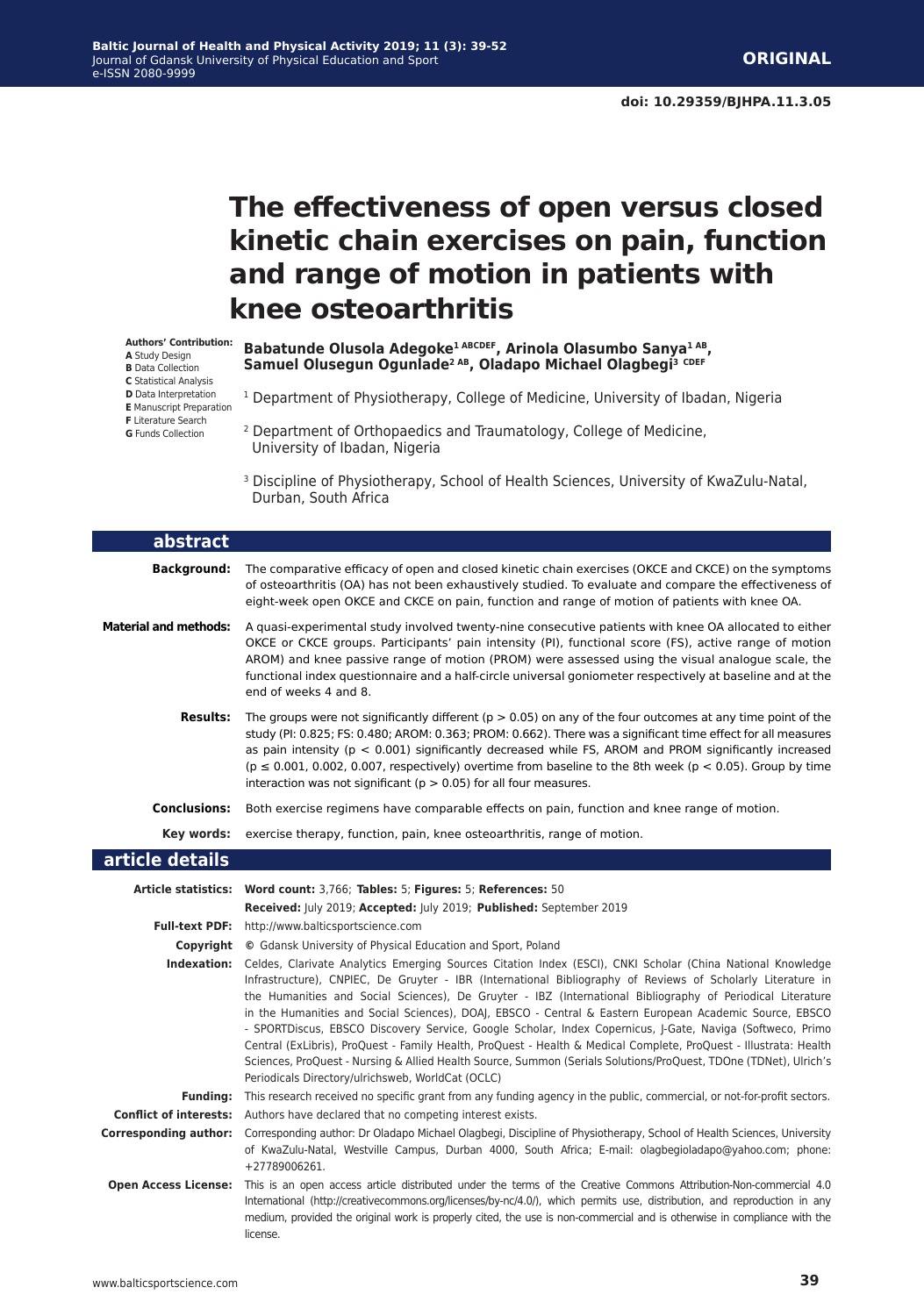# The effectiveness of open versus closed kinetic chain exercises on pain, function and range of motion in patients with knee osteoarthritis

**Authors' Contribution:**
A Study Design
B Data Collection
C Statistical Analysis
D Data Interpretation
E Manuscript Preparation
F Literature Search
G Funds Collection

**Babatunde Olusola Adegoke[1 ABCDEF], Arinola Olasumbo Sanya[1 AB], Samuel Olusegun Ogunlade[2 AB], Oladapo Michael Olagbegi[3 CDEF]**

[1] Department of Physiotherapy, College of Medicine, University of Ibadan, Nigeria

[2] Department of Orthopaedics and Traumatology, College of Medicine, University of Ibadan, Nigeria

[3] Discipline of Physiotherapy, School of Health Sciences, University of KwaZulu-Natal, Durban, South Africa

## abstract

**Background:** The comparative efficacy of open and closed kinetic chain exercises (OKCE and CKCE) on the symptoms of osteoarthritis (OA) has not been exhaustively studied. To evaluate and compare the effectiveness of eight-week open OKCE and CKCE on pain, function and range of motion of patients with knee OA.

**Material and methods:** A quasi-experimental study involved twenty-nine consecutive patients with knee OA allocated to either OKCE or CKCE groups. Participants' pain intensity (PI), functional score (FS), active range of motion AROM) and knee passive range of motion (PROM) were assessed using the visual analogue scale, the functional index questionnaire and a half-circle universal goniometer respectively at baseline and at the end of weeks 4 and 8.

**Results:** The groups were not significantly different ($p > 0.05$) on any of the four outcomes at any time point of the study (PI: 0.825; FS: 0.480; AROM: 0.363; PROM: 0.662). There was a significant time effect for all measures as pain intensity ($p < 0.001$) significantly decreased while FS, AROM and PROM significantly increased ($p \leq 0.001$, 0.002, 0.007, respectively) overtime from baseline to the 8th week ($p < 0.05$). Group by time interaction was not significant ($p > 0.05$) for all four measures.

**Conclusions:** Both exercise regimens have comparable effects on pain, function and knee range of motion.

**Key words:** exercise therapy, function, pain, knee osteoarthritis, range of motion.

## article details

**Article statistics:** **Word count:** 3,766; **Tables:** 5; **Figures:** 5; **References:** 50

**Received:** July 2019; **Accepted:** July 2019; **Published:** September 2019

**Full-text PDF:** http://www.balticsportscience.com

**Copyright** © Gdansk University of Physical Education and Sport, Poland

**Indexation:** Celdes, Clarivate Analytics Emerging Sources Citation Index (ESCI), CNKI Scholar (China National Knowledge Infrastructure), CNPIEC, De Gruyter - IBR (International Bibliography of Reviews of Scholarly Literature in the Humanities and Social Sciences), De Gruyter - IBZ (International Bibliography of Periodical Literature in the Humanities and Social Sciences), DOAJ, EBSCO - Central & Eastern European Academic Source, EBSCO - SPORTDiscus, EBSCO Discovery Service, Google Scholar, Index Copernicus, J-Gate, Naviga (Softweco, Primo Central (ExLibris), ProQuest - Family Health, ProQuest - Health & Medical Complete, ProQuest - Illustrata: Health Sciences, ProQuest - Nursing & Allied Health Source, Summon (Serials Solutions/ProQuest, TDOne (TDNet), Ulrich's Periodicals Directory/ulrichsweb, WorldCat (OCLC)

**Funding:** This research received no specific grant from any funding agency in the public, commercial, or not-for-profit sectors.

**Conflict of interests:** Authors have declared that no competing interest exists.

**Corresponding author:** Corresponding author: Dr Oladapo Michael Olagbegi, Discipline of Physiotherapy, School of Health Sciences, University of KwaZulu-Natal, Westville Campus, Durban 4000, South Africa; E-mail: olagbegioladapo@yahoo.com; phone: +27789006261.

**Open Access License:** This is an open access article distributed under the terms of the Creative Commons Attribution-Non-commercial 4.0 International (http://creativecommons.org/licenses/by-nc/4.0/), which permits use, distribution, and reproduction in any medium, provided the original work is properly cited, the use is non-commercial and is otherwise in compliance with the license.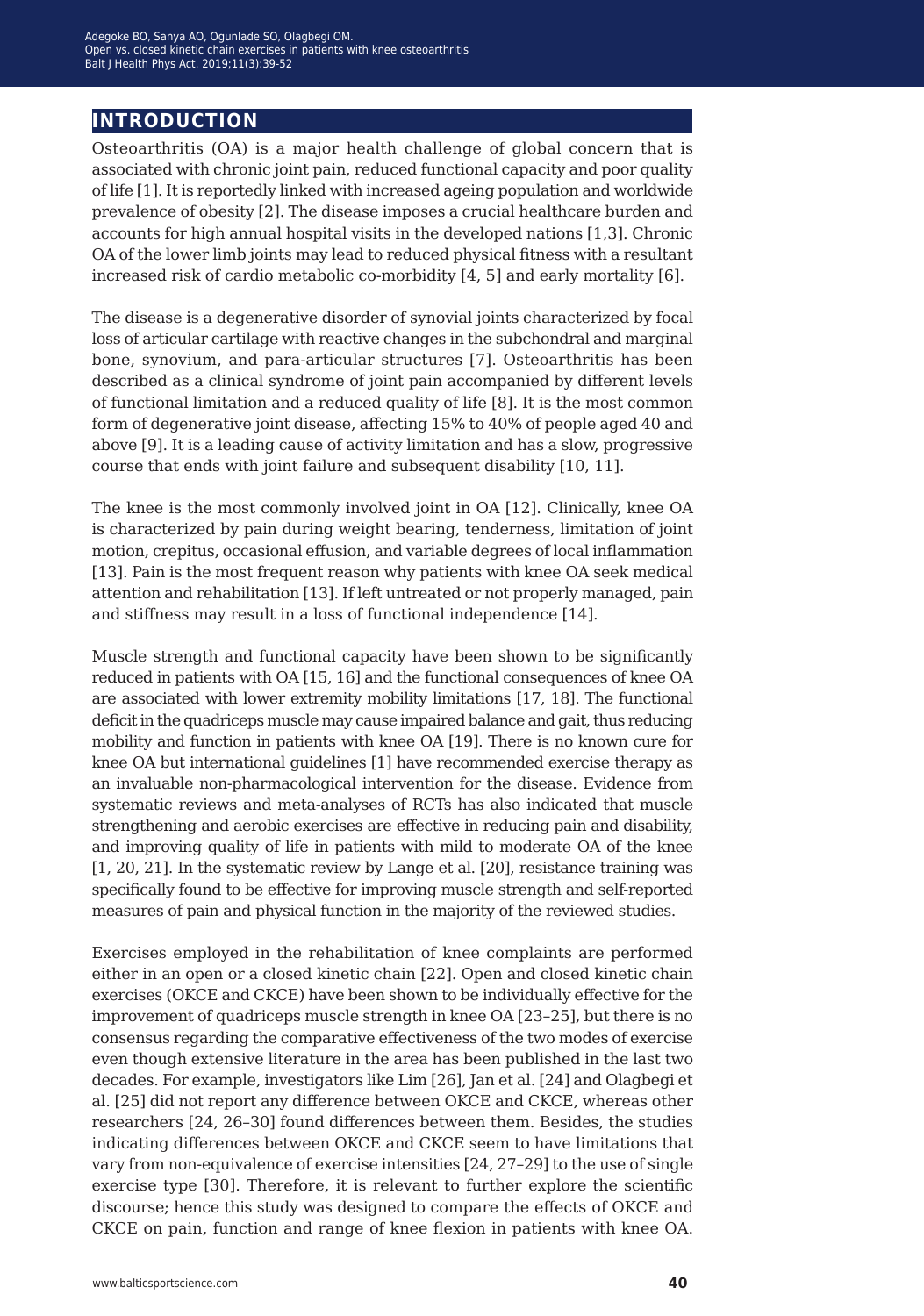## INTRODUCTION

Osteoarthritis (OA) is a major health challenge of global concern that is associated with chronic joint pain, reduced functional capacity and poor quality of life [1]. It is reportedly linked with increased ageing population and worldwide prevalence of obesity [2]. The disease imposes a crucial healthcare burden and accounts for high annual hospital visits in the developed nations [1,3]. Chronic OA of the lower limb joints may lead to reduced physical fitness with a resultant increased risk of cardio metabolic co-morbidity [4, 5] and early mortality [6].

The disease is a degenerative disorder of synovial joints characterized by focal loss of articular cartilage with reactive changes in the subchondral and marginal bone, synovium, and para-articular structures [7]. Osteoarthritis has been described as a clinical syndrome of joint pain accompanied by different levels of functional limitation and a reduced quality of life [8]. It is the most common form of degenerative joint disease, affecting 15% to 40% of people aged 40 and above [9]. It is a leading cause of activity limitation and has a slow, progressive course that ends with joint failure and subsequent disability [10, 11].

The knee is the most commonly involved joint in OA [12]. Clinically, knee OA is characterized by pain during weight bearing, tenderness, limitation of joint motion, crepitus, occasional effusion, and variable degrees of local inflammation [13]. Pain is the most frequent reason why patients with knee OA seek medical attention and rehabilitation [13]. If left untreated or not properly managed, pain and stiffness may result in a loss of functional independence [14].

Muscle strength and functional capacity have been shown to be significantly reduced in patients with OA [15, 16] and the functional consequences of knee OA are associated with lower extremity mobility limitations [17, 18]. The functional deficit in the quadriceps muscle may cause impaired balance and gait, thus reducing mobility and function in patients with knee OA [19]. There is no known cure for knee OA but international guidelines [1] have recommended exercise therapy as an invaluable non-pharmacological intervention for the disease. Evidence from systematic reviews and meta-analyses of RCTs has also indicated that muscle strengthening and aerobic exercises are effective in reducing pain and disability, and improving quality of life in patients with mild to moderate OA of the knee [1, 20, 21]. In the systematic review by Lange et al. [20], resistance training was specifically found to be effective for improving muscle strength and self-reported measures of pain and physical function in the majority of the reviewed studies.

Exercises employed in the rehabilitation of knee complaints are performed either in an open or a closed kinetic chain [22]. Open and closed kinetic chain exercises (OKCE and CKCE) have been shown to be individually effective for the improvement of quadriceps muscle strength in knee OA [23–25], but there is no consensus regarding the comparative effectiveness of the two modes of exercise even though extensive literature in the area has been published in the last two decades. For example, investigators like Lim [26], Jan et al. [24] and Olagbegi et al. [25] did not report any difference between OKCE and CKCE, whereas other researchers [24, 26–30] found differences between them. Besides, the studies indicating differences between OKCE and CKCE seem to have limitations that vary from non-equivalence of exercise intensities [24, 27–29] to the use of single exercise type [30]. Therefore, it is relevant to further explore the scientific discourse; hence this study was designed to compare the effects of OKCE and CKCE on pain, function and range of knee flexion in patients with knee OA.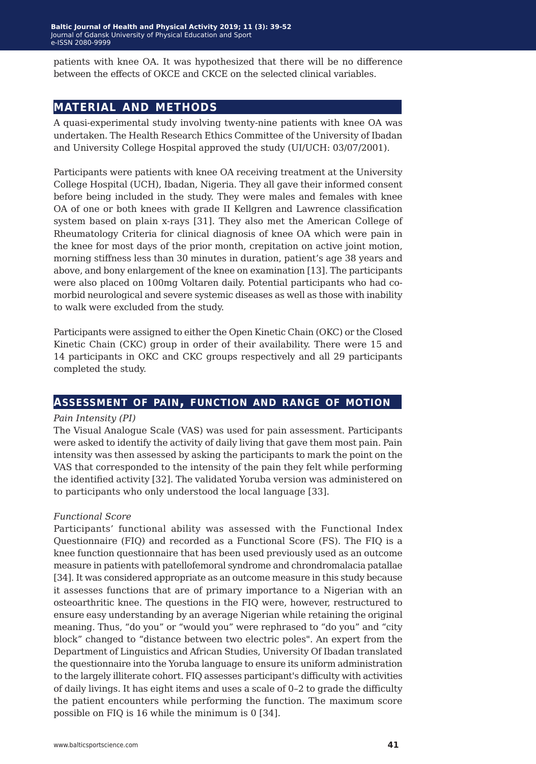patients with knee OA. It was hypothesized that there will be no difference between the effects of OKCE and CKCE on the selected clinical variables.

## MATERIAL AND METHODS

A quasi-experimental study involving twenty-nine patients with knee OA was undertaken. The Health Research Ethics Committee of the University of Ibadan and University College Hospital approved the study (UI/UCH: 03/07/2001).

Participants were patients with knee OA receiving treatment at the University College Hospital (UCH), Ibadan, Nigeria. They all gave their informed consent before being included in the study. They were males and females with knee OA of one or both knees with grade II Kellgren and Lawrence classification system based on plain x-rays [31]. They also met the American College of Rheumatology Criteria for clinical diagnosis of knee OA which were pain in the knee for most days of the prior month, crepitation on active joint motion, morning stiffness less than 30 minutes in duration, patient's age 38 years and above, and bony enlargement of the knee on examination [13]. The participants were also placed on 100mg Voltaren daily. Potential participants who had co-morbid neurological and severe systemic diseases as well as those with inability to walk were excluded from the study.

Participants were assigned to either the Open Kinetic Chain (OKC) or the Closed Kinetic Chain (CKC) group in order of their availability. There were 15 and 14 participants in OKC and CKC groups respectively and all 29 participants completed the study.

## ASSESSMENT OF PAIN, FUNCTION AND RANGE OF MOTION

*Pain Intensity (PI)*

The Visual Analogue Scale (VAS) was used for pain assessment. Participants were asked to identify the activity of daily living that gave them most pain. Pain intensity was then assessed by asking the participants to mark the point on the VAS that corresponded to the intensity of the pain they felt while performing the identified activity [32]. The validated Yoruba version was administered on to participants who only understood the local language [33].

*Functional Score*

Participants' functional ability was assessed with the Functional Index Questionnaire (FIQ) and recorded as a Functional Score (FS). The FIQ is a knee function questionnaire that has been used previously used as an outcome measure in patients with patellofemoral syndrome and chrondromalacia patallae [34]. It was considered appropriate as an outcome measure in this study because it assesses functions that are of primary importance to a Nigerian with an osteoarthritic knee. The questions in the FIQ were, however, restructured to ensure easy understanding by an average Nigerian while retaining the original meaning. Thus, "do you" or "would you" were rephrased to "do you" and "city block" changed to "distance between two electric poles". An expert from the Department of Linguistics and African Studies, University Of Ibadan translated the questionnaire into the Yoruba language to ensure its uniform administration to the largely illiterate cohort. FIQ assesses participant's difficulty with activities of daily livings. It has eight items and uses a scale of 0–2 to grade the difficulty the patient encounters while performing the function. The maximum score possible on FIQ is 16 while the minimum is 0 [34].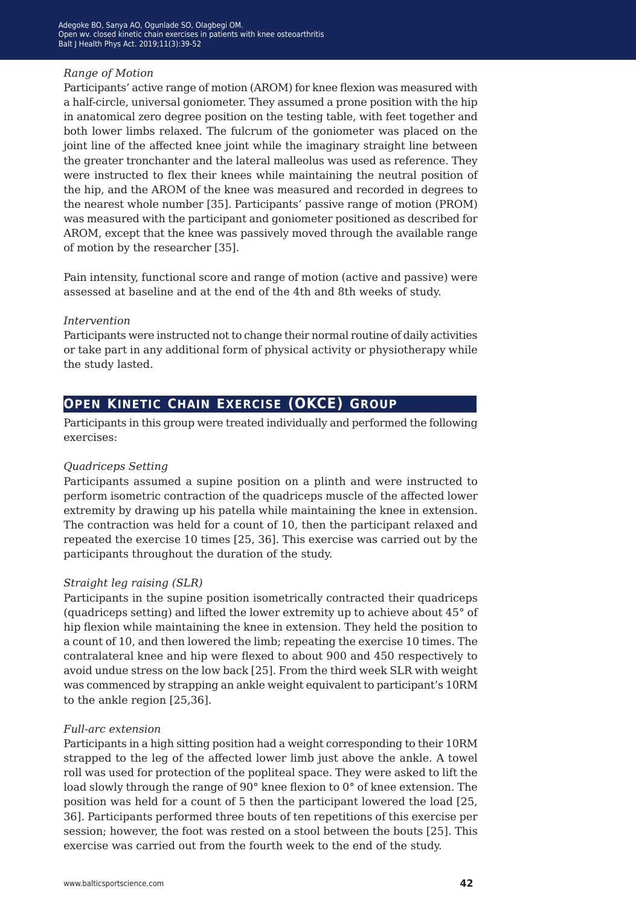*Range of Motion*

Participants' active range of motion (AROM) for knee flexion was measured with a half-circle, universal goniometer. They assumed a prone position with the hip in anatomical zero degree position on the testing table, with feet together and both lower limbs relaxed. The fulcrum of the goniometer was placed on the joint line of the affected knee joint while the imaginary straight line between the greater tronchanter and the lateral malleolus was used as reference. They were instructed to flex their knees while maintaining the neutral position of the hip, and the AROM of the knee was measured and recorded in degrees to the nearest whole number [35]. Participants' passive range of motion (PROM) was measured with the participant and goniometer positioned as described for AROM, except that the knee was passively moved through the available range of motion by the researcher [35].

Pain intensity, functional score and range of motion (active and passive) were assessed at baseline and at the end of the 4th and 8th weeks of study.

*Intervention*

Participants were instructed not to change their normal routine of daily activities or take part in any additional form of physical activity or physiotherapy while the study lasted.

## Open Kinetic Chain Exercise (OKCE) Group

Participants in this group were treated individually and performed the following exercises:

*Quadriceps Setting*

Participants assumed a supine position on a plinth and were instructed to perform isometric contraction of the quadriceps muscle of the affected lower extremity by drawing up his patella while maintaining the knee in extension. The contraction was held for a count of 10, then the participant relaxed and repeated the exercise 10 times [25, 36]. This exercise was carried out by the participants throughout the duration of the study.

*Straight leg raising (SLR)*

Participants in the supine position isometrically contracted their quadriceps (quadriceps setting) and lifted the lower extremity up to achieve about 45° of hip flexion while maintaining the knee in extension. They held the position to a count of 10, and then lowered the limb; repeating the exercise 10 times. The contralateral knee and hip were flexed to about 900 and 450 respectively to avoid undue stress on the low back [25]. From the third week SLR with weight was commenced by strapping an ankle weight equivalent to participant's 10RM to the ankle region [25,36].

*Full-arc extension*

Participants in a high sitting position had a weight corresponding to their 10RM strapped to the leg of the affected lower limb just above the ankle. A towel roll was used for protection of the popliteal space. They were asked to lift the load slowly through the range of 90° knee flexion to 0° of knee extension. The position was held for a count of 5 then the participant lowered the load [25, 36]. Participants performed three bouts of ten repetitions of this exercise per session; however, the foot was rested on a stool between the bouts [25]. This exercise was carried out from the fourth week to the end of the study.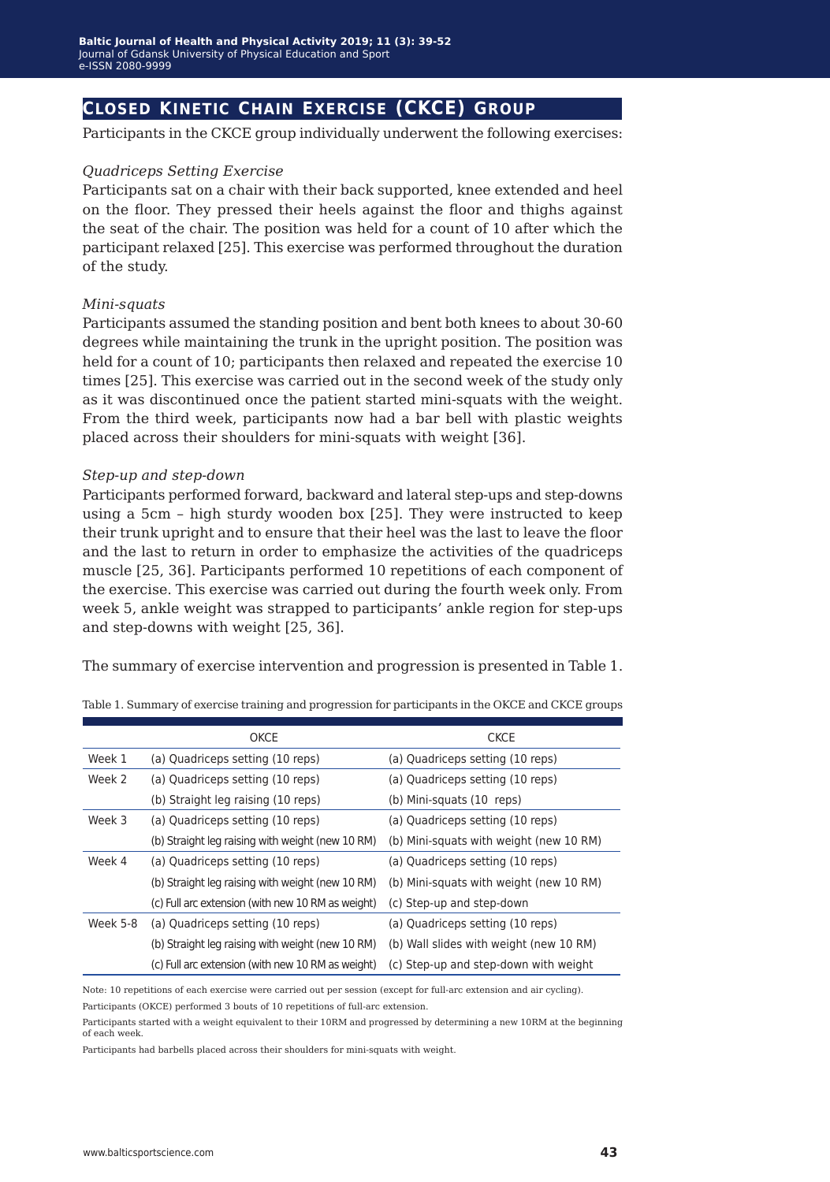## Closed Kinetic Chain Exercise (CKCE) Group

Participants in the CKCE group individually underwent the following exercises:

*Quadriceps Setting Exercise*

Participants sat on a chair with their back supported, knee extended and heel on the floor. They pressed their heels against the floor and thighs against the seat of the chair. The position was held for a count of 10 after which the participant relaxed [25]. This exercise was performed throughout the duration of the study.

*Mini-squats*

Participants assumed the standing position and bent both knees to about 30-60 degrees while maintaining the trunk in the upright position. The position was held for a count of 10; participants then relaxed and repeated the exercise 10 times [25]. This exercise was carried out in the second week of the study only as it was discontinued once the patient started mini-squats with the weight. From the third week, participants now had a bar bell with plastic weights placed across their shoulders for mini-squats with weight [36].

*Step-up and step-down*

Participants performed forward, backward and lateral step-ups and step-downs using a 5cm – high sturdy wooden box [25]. They were instructed to keep their trunk upright and to ensure that their heel was the last to leave the floor and the last to return in order to emphasize the activities of the quadriceps muscle [25, 36]. Participants performed 10 repetitions of each component of the exercise. This exercise was carried out during the fourth week only. From week 5, ankle weight was strapped to participants' ankle region for step-ups and step-downs with weight [25, 36].

The summary of exercise intervention and progression is presented in Table 1.

Table 1. Summary of exercise training and progression for participants in the OKCE and CKCE groups

| | OKCE | CKCE |
|---|---|---|
| Week 1 | (a) Quadriceps setting (10 reps) | (a) Quadriceps setting (10 reps) |
| Week 2 | (a) Quadriceps setting (10 reps) | (a) Quadriceps setting (10 reps) |
| | (b) Straight leg raising (10 reps) | (b) Mini-squats (10 reps) |
| Week 3 | (a) Quadriceps setting (10 reps) | (a) Quadriceps setting (10 reps) |
| | (b) Straight leg raising with weight (new 10 RM) | (b) Mini-squats with weight (new 10 RM) |
| Week 4 | (a) Quadriceps setting (10 reps) | (a) Quadriceps setting (10 reps) |
| | (b) Straight leg raising with weight (new 10 RM) | (b) Mini-squats with weight (new 10 RM) |
| | (c) Full arc extension (with new 10 RM as weight) | (c) Step-up and step-down |
| Week 5-8 | (a) Quadriceps setting (10 reps) | (a) Quadriceps setting (10 reps) |
| | (b) Straight leg raising with weight (new 10 RM) | (b) Wall slides with weight (new 10 RM) |
| | (c) Full arc extension (with new 10 RM as weight) | (c) Step-up and step-down with weight |

Note: 10 repetitions of each exercise were carried out per session (except for full-arc extension and air cycling).

Participants (OKCE) performed 3 bouts of 10 repetitions of full-arc extension.

Participants started with a weight equivalent to their 10RM and progressed by determining a new 10RM at the beginning of each week.

Participants had barbells placed across their shoulders for mini-squats with weight.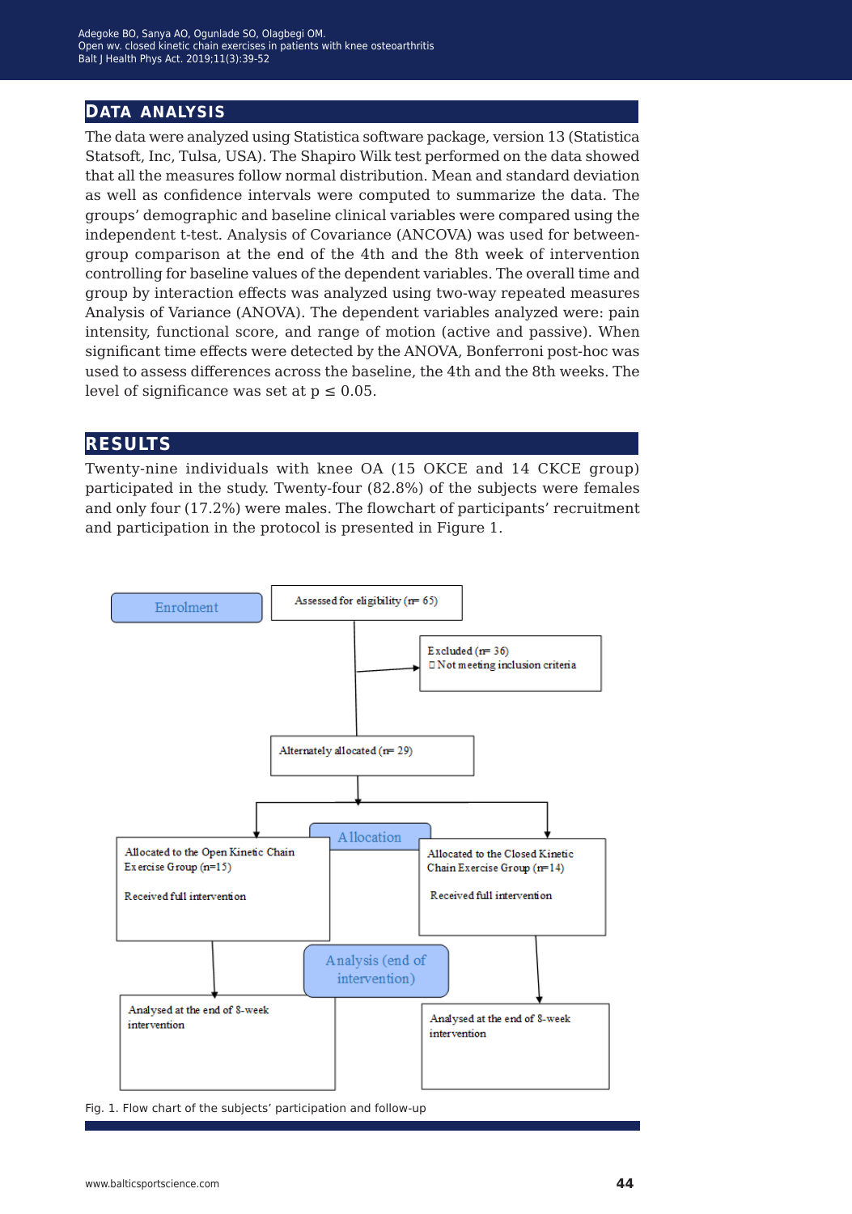## DATA ANALYSIS

The data were analyzed using Statistica software package, version 13 (Statistica Statsoft, Inc, Tulsa, USA). The Shapiro Wilk test performed on the data showed that all the measures follow normal distribution. Mean and standard deviation as well as confidence intervals were computed to summarize the data. The groups' demographic and baseline clinical variables were compared using the independent t-test. Analysis of Covariance (ANCOVA) was used for between-group comparison at the end of the 4th and the 8th week of intervention controlling for baseline values of the dependent variables. The overall time and group by interaction effects was analyzed using two-way repeated measures Analysis of Variance (ANOVA). The dependent variables analyzed were: pain intensity, functional score, and range of motion (active and passive). When significant time effects were detected by the ANOVA, Bonferroni post-hoc was used to assess differences across the baseline, the 4th and the 8th weeks. The level of significance was set at $p \leq 0.05$.

## RESULTS

Twenty-nine individuals with knee OA (15 OKCE and 14 CKCE group) participated in the study. Twenty-four (82.8%) of the subjects were females and only four (17.2%) were males. The flowchart of participants' recruitment and participation in the protocol is presented in Figure 1.

**Enrolment**

Assessed for eligibility (n= 65)

Excluded (n= 36)
- Not meeting inclusion criteria

Alternately allocated (n= 29)

**Allocation**

| Allocated to the Open Kinetic Chain Exercise Group (n=15) | Allocated to the Closed Kinetic Chain Exercise Group (n=14) |
|---|---|
| Received full intervention | Received full intervention |

**Analysis (end of intervention)**

| Analysed at the end of 8-week intervention | Analysed at the end of 8-week intervention |
|---|---|

Fig. 1. Flow chart of the subjects' participation and follow-up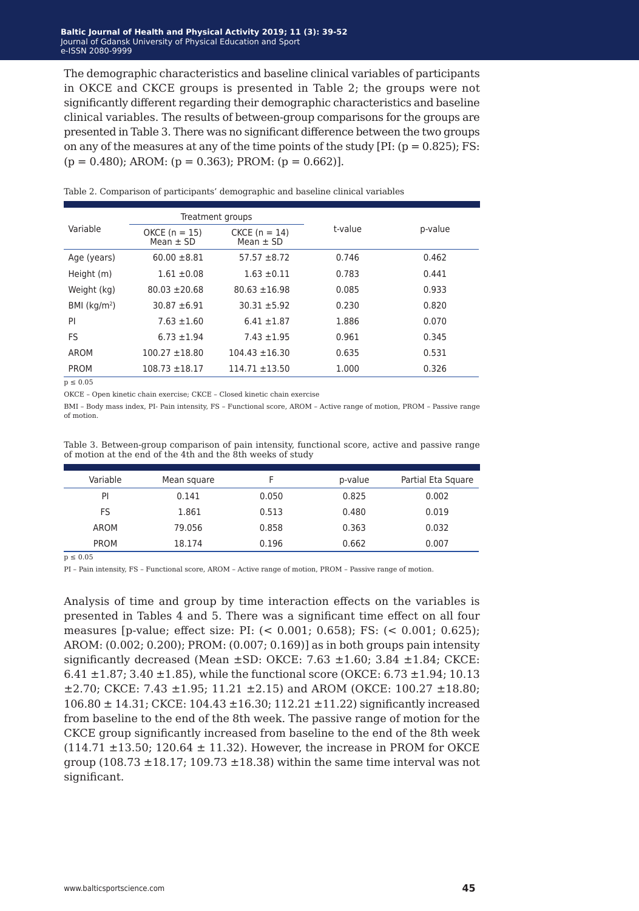The demographic characteristics and baseline clinical variables of participants in OKCE and CKCE groups is presented in Table 2; the groups were not significantly different regarding their demographic characteristics and baseline clinical variables. The results of between-group comparisons for the groups are presented in Table 3. There was no significant difference between the two groups on any of the measures at any of the time points of the study [PI: ($p = 0.825$); FS: ($p = 0.480$); AROM: ($p = 0.363$); PROM: ($p = 0.662$)].

Table 2. Comparison of participants' demographic and baseline clinical variables

| Variable | Treatment groups | | t-value | p-value |
|---|---|---|---|---|
| | OKCE (n = 15) Mean ± SD | CKCE (n = 14) Mean ± SD | | |
| Age (years) | 60.00 ±8.81 | 57.57 ±8.72 | 0.746 | 0.462 |
| Height (m) | 1.61 ±0.08 | 1.63 ±0.11 | 0.783 | 0.441 |
| Weight (kg) | 80.03 ±20.68 | 80.63 ±16.98 | 0.085 | 0.933 |
| BMI ($kg/m^2$) | 30.87 ±6.91 | 30.31 ±5.92 | 0.230 | 0.820 |
| PI | 7.63 ±1.60 | 6.41 ±1.87 | 1.886 | 0.070 |
| FS | 6.73 ±1.94 | 7.43 ±1.95 | 0.961 | 0.345 |
| AROM | 100.27 ±18.80 | 104.43 ±16.30 | 0.635 | 0.531 |
| PROM | 108.73 ±18.17 | 114.71 ±13.50 | 1.000 | 0.326 |

$p \leq 0.05$

OKCE – Open kinetic chain exercise; CKCE – Closed kinetic chain exercise

BMI – Body mass index, PI- Pain intensity, FS – Functional score, AROM – Active range of motion, PROM – Passive range of motion.

Table 3. Between-group comparison of pain intensity, functional score, active and passive range of motion at the end of the 4th and the 8th weeks of study

| Variable | Mean square | F | p-value | Partial Eta Square |
|---|---|---|---|---|
| PI | 0.141 | 0.050 | 0.825 | 0.002 |
| FS | 1.861 | 0.513 | 0.480 | 0.019 |
| AROM | 79.056 | 0.858 | 0.363 | 0.032 |
| PROM | 18.174 | 0.196 | 0.662 | 0.007 |

$p \leq 0.05$

PI – Pain intensity, FS – Functional score, AROM – Active range of motion, PROM – Passive range of motion.

Analysis of time and group by time interaction effects on the variables is presented in Tables 4 and 5. There was a significant time effect on all four measures [p-value; effect size: PI: (< 0.001; 0.658); FS: (< 0.001; 0.625); AROM: (0.002; 0.200); PROM: (0.007; 0.169)] as in both groups pain intensity significantly decreased (Mean ±SD: OKCE: 7.63 ±1.60; 3.84 ±1.84; CKCE: 6.41 ±1.87; 3.40 ±1.85), while the functional score (OKCE: 6.73 ±1.94; 10.13 ±2.70; CKCE: 7.43 ±1.95; 11.21 ±2.15) and AROM (OKCE: 100.27 ±18.80; 106.80 ± 14.31; CKCE: 104.43 ±16.30; 112.21 ±11.22) significantly increased from baseline to the end of the 8th week. The passive range of motion for the CKCE group significantly increased from baseline to the end of the 8th week (114.71 ±13.50; 120.64 ± 11.32). However, the increase in PROM for OKCE group (108.73 ±18.17; 109.73 ±18.38) within the same time interval was not significant.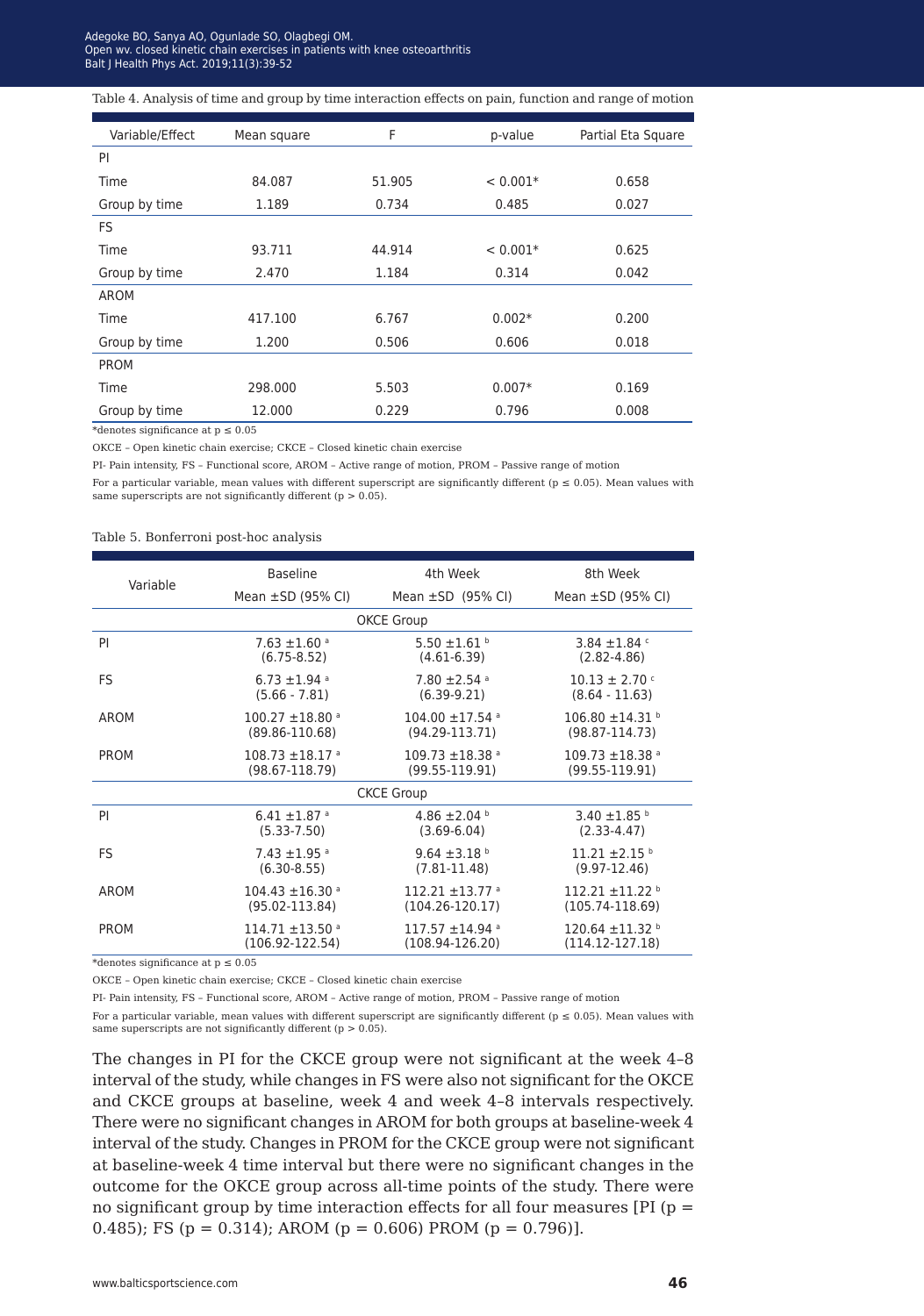Table 4. Analysis of time and group by time interaction effects on pain, function and range of motion

| Variable/Effect | Mean square | F | p-value | Partial Eta Square |
|---|---|---|---|---|
| PI | | | | |
| Time | 84.087 | 51.905 | < 0.001* | 0.658 |
| Group by time | 1.189 | 0.734 | 0.485 | 0.027 |
| FS | | | | |
| Time | 93.711 | 44.914 | < 0.001* | 0.625 |
| Group by time | 2.470 | 1.184 | 0.314 | 0.042 |
| AROM | | | | |
| Time | 417.100 | 6.767 | 0.002* | 0.200 |
| Group by time | 1.200 | 0.506 | 0.606 | 0.018 |
| PROM | | | | |
| Time | 298.000 | 5.503 | 0.007* | 0.169 |
| Group by time | 12.000 | 0.229 | 0.796 | 0.008 |

*denotes significance at $p \leq 0.05$

OKCE – Open kinetic chain exercise; CKCE – Closed kinetic chain exercise

PI- Pain intensity, FS – Functional score, AROM – Active range of motion, PROM – Passive range of motion

For a particular variable, mean values with different superscript are significantly different ($p \leq 0.05$). Mean values with same superscripts are not significantly different ($p > 0.05$).

Table 5. Bonferroni post-hoc analysis

| Variable | Baseline Mean ±SD (95% CI) | 4th Week Mean ±SD (95% CI) | 8th Week Mean ±SD (95% CI) |
|---|---|---|---|
| **OKCE Group** | | | |
| PI | 7.63 ±1.60 [a] (6.75-8.52) | 5.50 ±1.61 [b] (4.61-6.39) | 3.84 ±1.84 [c] (2.82-4.86) |
| FS | 6.73 ±1.94 [a] (5.66 - 7.81) | 7.80 ±2.54 [a] (6.39-9.21) | 10.13 ± 2.70 [c] (8.64 - 11.63) |
| AROM | 100.27 ±18.80 [a] (89.86-110.68) | 104.00 ±17.54 [a] (94.29-113.71) | 106.80 ±14.31 [b] (98.87-114.73) |
| PROM | 108.73 ±18.17 [a] (98.67-118.79) | 109.73 ±18.38 [a] (99.55-119.91) | 109.73 ±18.38 [a] (99.55-119.91) |
| **CKCE Group** | | | |
| PI | 6.41 ±1.87 [a] (5.33-7.50) | 4.86 ±2.04 [b] (3.69-6.04) | 3.40 ±1.85 [b] (2.33-4.47) |
| FS | 7.43 ±1.95 [a] (6.30-8.55) | 9.64 ±3.18 [b] (7.81-11.48) | 11.21 ±2.15 [b] (9.97-12.46) |
| AROM | 104.43 ±16.30 [a] (95.02-113.84) | 112.21 ±13.77 [a] (104.26-120.17) | 112.21 ±11.22 [b] (105.74-118.69) |
| PROM | 114.71 ±13.50 [a] (106.92-122.54) | 117.57 ±14.94 [a] (108.94-126.20) | 120.64 ±11.32 [b] (114.12-127.18) |

*denotes significance at $p \leq 0.05$

OKCE – Open kinetic chain exercise; CKCE – Closed kinetic chain exercise

PI- Pain intensity, FS – Functional score, AROM – Active range of motion, PROM – Passive range of motion

For a particular variable, mean values with different superscript are significantly different ($p \leq 0.05$). Mean values with same superscripts are not significantly different ($p > 0.05$).

The changes in PI for the CKCE group were not significant at the week 4–8 interval of the study, while changes in FS were also not significant for the OKCE and CKCE groups at baseline, week 4 and week 4–8 intervals respectively. There were no significant changes in AROM for both groups at baseline-week 4 interval of the study. Changes in PROM for the CKCE group were not significant at baseline-week 4 time interval but there were no significant changes in the outcome for the OKCE group across all-time points of the study. There were no significant group by time interaction effects for all four measures [PI ($p = 0.485$); FS ($p = 0.314$); AROM ($p = 0.606$) PROM ($p = 0.796$)].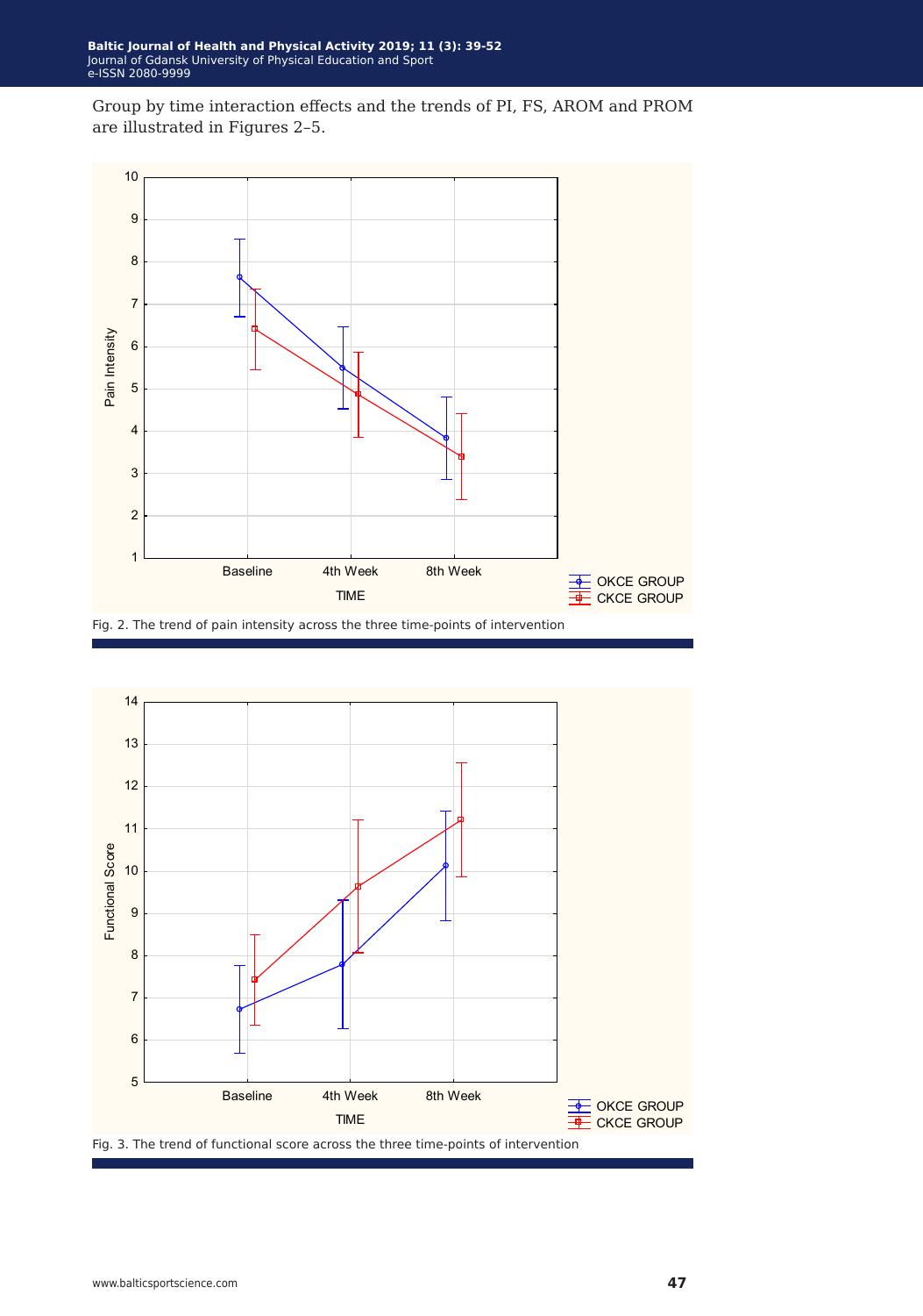Group by time interaction effects and the trends of PI, FS, AROM and PROM are illustrated in Figures 2–5.

Fig. 2. The trend of pain intensity across the three time-points of intervention

Fig. 3. The trend of functional score across the three time-points of intervention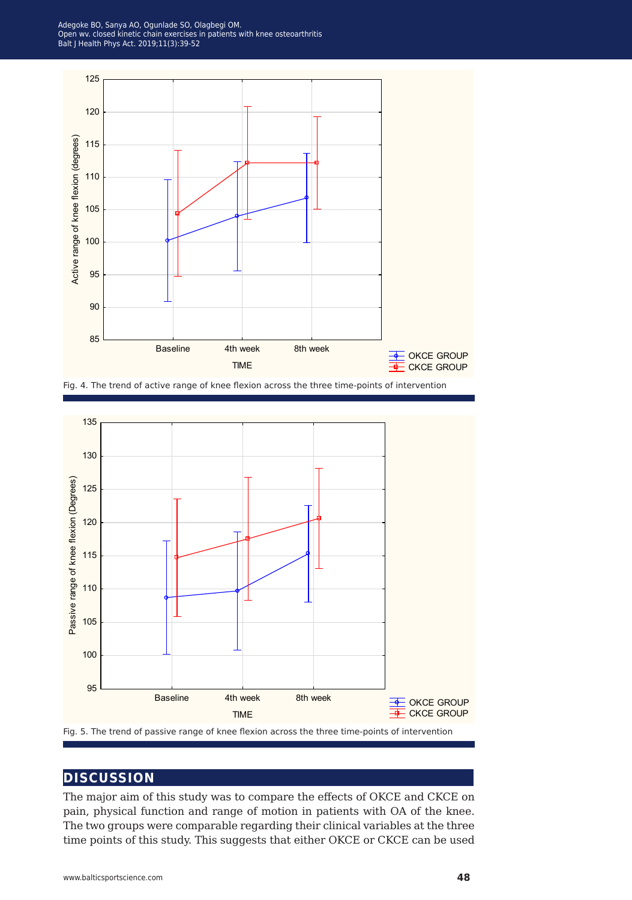Fig. 4. The trend of active range of knee flexion across the three time-points of intervention

Fig. 5. The trend of passive range of knee flexion across the three time-points of intervention

## DISCUSSION

The major aim of this study was to compare the effects of OKCE and CKCE on pain, physical function and range of motion in patients with OA of the knee. The two groups were comparable regarding their clinical variables at the three time points of this study. This suggests that either OKCE or CKCE can be used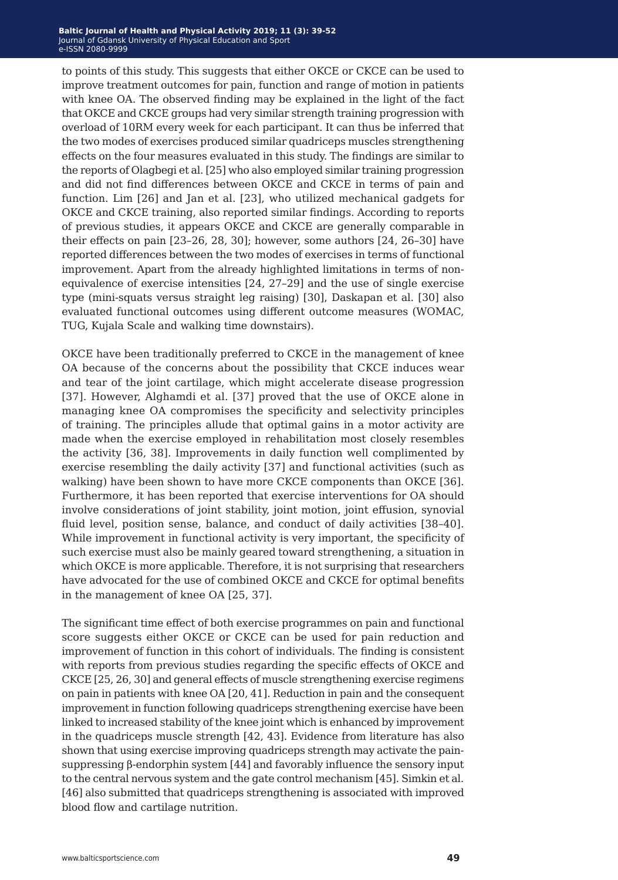to points of this study. This suggests that either OKCE or CKCE can be used to improve treatment outcomes for pain, function and range of motion in patients with knee OA. The observed finding may be explained in the light of the fact that OKCE and CKCE groups had very similar strength training progression with overload of 10RM every week for each participant. It can thus be inferred that the two modes of exercises produced similar quadriceps muscles strengthening effects on the four measures evaluated in this study. The findings are similar to the reports of Olagbegi et al. [25] who also employed similar training progression and did not find differences between OKCE and CKCE in terms of pain and function. Lim [26] and Jan et al. [23], who utilized mechanical gadgets for OKCE and CKCE training, also reported similar findings. According to reports of previous studies, it appears OKCE and CKCE are generally comparable in their effects on pain [23–26, 28, 30]; however, some authors [24, 26–30] have reported differences between the two modes of exercises in terms of functional improvement. Apart from the already highlighted limitations in terms of non-equivalence of exercise intensities [24, 27–29] and the use of single exercise type (mini-squats versus straight leg raising) [30], Daskapan et al. [30] also evaluated functional outcomes using different outcome measures (WOMAC, TUG, Kujala Scale and walking time downstairs).

OKCE have been traditionally preferred to CKCE in the management of knee OA because of the concerns about the possibility that CKCE induces wear and tear of the joint cartilage, which might accelerate disease progression [37]. However, Alghamdi et al. [37] proved that the use of OKCE alone in managing knee OA compromises the specificity and selectivity principles of training. The principles allude that optimal gains in a motor activity are made when the exercise employed in rehabilitation most closely resembles the activity [36, 38]. Improvements in daily function well complimented by exercise resembling the daily activity [37] and functional activities (such as walking) have been shown to have more CKCE components than OKCE [36]. Furthermore, it has been reported that exercise interventions for OA should involve considerations of joint stability, joint motion, joint effusion, synovial fluid level, position sense, balance, and conduct of daily activities [38–40]. While improvement in functional activity is very important, the specificity of such exercise must also be mainly geared toward strengthening, a situation in which OKCE is more applicable. Therefore, it is not surprising that researchers have advocated for the use of combined OKCE and CKCE for optimal benefits in the management of knee OA [25, 37].

The significant time effect of both exercise programmes on pain and functional score suggests either OKCE or CKCE can be used for pain reduction and improvement of function in this cohort of individuals. The finding is consistent with reports from previous studies regarding the specific effects of OKCE and CKCE [25, 26, 30] and general effects of muscle strengthening exercise regimens on pain in patients with knee OA [20, 41]. Reduction in pain and the consequent improvement in function following quadriceps strengthening exercise have been linked to increased stability of the knee joint which is enhanced by improvement in the quadriceps muscle strength [42, 43]. Evidence from literature has also shown that using exercise improving quadriceps strength may activate the pain-suppressing β-endorphin system [44] and favorably influence the sensory input to the central nervous system and the gate control mechanism [45]. Simkin et al. [46] also submitted that quadriceps strengthening is associated with improved blood flow and cartilage nutrition.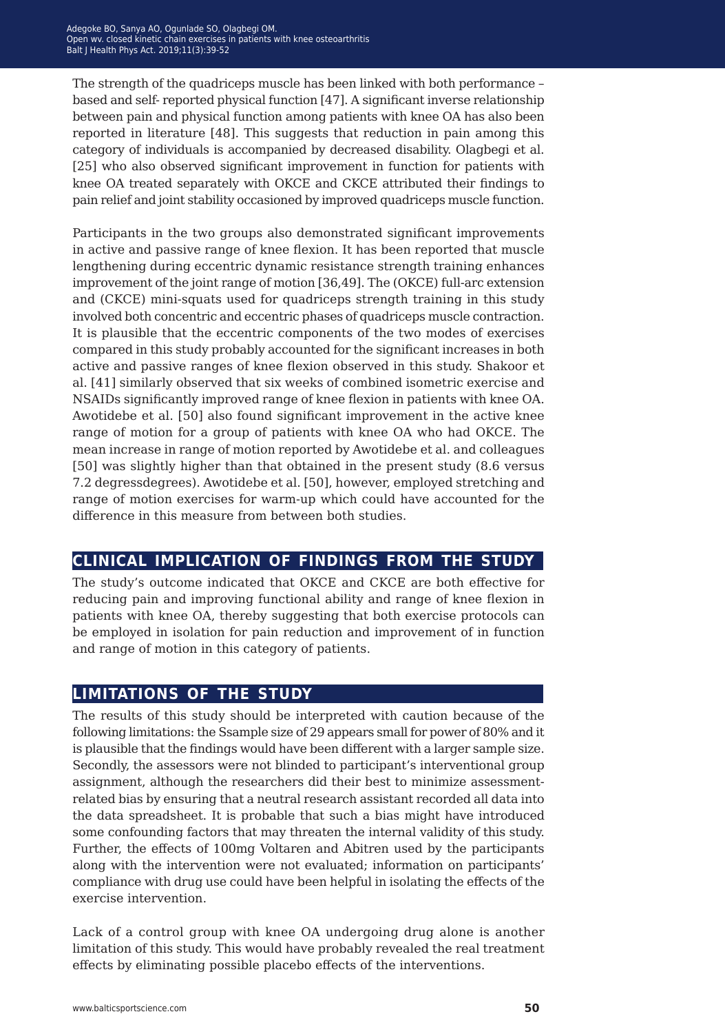The strength of the quadriceps muscle has been linked with both performance – based and self- reported physical function [47]. A significant inverse relationship between pain and physical function among patients with knee OA has also been reported in literature [48]. This suggests that reduction in pain among this category of individuals is accompanied by decreased disability. Olagbegi et al. [25] who also observed significant improvement in function for patients with knee OA treated separately with OKCE and CKCE attributed their findings to pain relief and joint stability occasioned by improved quadriceps muscle function.

Participants in the two groups also demonstrated significant improvements in active and passive range of knee flexion. It has been reported that muscle lengthening during eccentric dynamic resistance strength training enhances improvement of the joint range of motion [36,49]. The (OKCE) full-arc extension and (CKCE) mini-squats used for quadriceps strength training in this study involved both concentric and eccentric phases of quadriceps muscle contraction. It is plausible that the eccentric components of the two modes of exercises compared in this study probably accounted for the significant increases in both active and passive ranges of knee flexion observed in this study. Shakoor et al. [41] similarly observed that six weeks of combined isometric exercise and NSAIDs significantly improved range of knee flexion in patients with knee OA. Awotidebe et al. [50] also found significant improvement in the active knee range of motion for a group of patients with knee OA who had OKCE. The mean increase in range of motion reported by Awotidebe et al. and colleagues [50] was slightly higher than that obtained in the present study (8.6 versus 7.2 degressdegrees). Awotidebe et al. [50], however, employed stretching and range of motion exercises for warm-up which could have accounted for the difference in this measure from between both studies.

## CLINICAL IMPLICATION OF FINDINGS FROM THE STUDY

The study's outcome indicated that OKCE and CKCE are both effective for reducing pain and improving functional ability and range of knee flexion in patients with knee OA, thereby suggesting that both exercise protocols can be employed in isolation for pain reduction and improvement of in function and range of motion in this category of patients.

## LIMITATIONS OF THE STUDY

The results of this study should be interpreted with caution because of the following limitations: the Ssample size of 29 appears small for power of 80% and it is plausible that the findings would have been different with a larger sample size. Secondly, the assessors were not blinded to participant's interventional group assignment, although the researchers did their best to minimize assessment-related bias by ensuring that a neutral research assistant recorded all data into the data spreadsheet. It is probable that such a bias might have introduced some confounding factors that may threaten the internal validity of this study. Further, the effects of 100mg Voltaren and Abitren used by the participants along with the intervention were not evaluated; information on participants' compliance with drug use could have been helpful in isolating the effects of the exercise intervention.

Lack of a control group with knee OA undergoing drug alone is another limitation of this study. This would have probably revealed the real treatment effects by eliminating possible placebo effects of the interventions.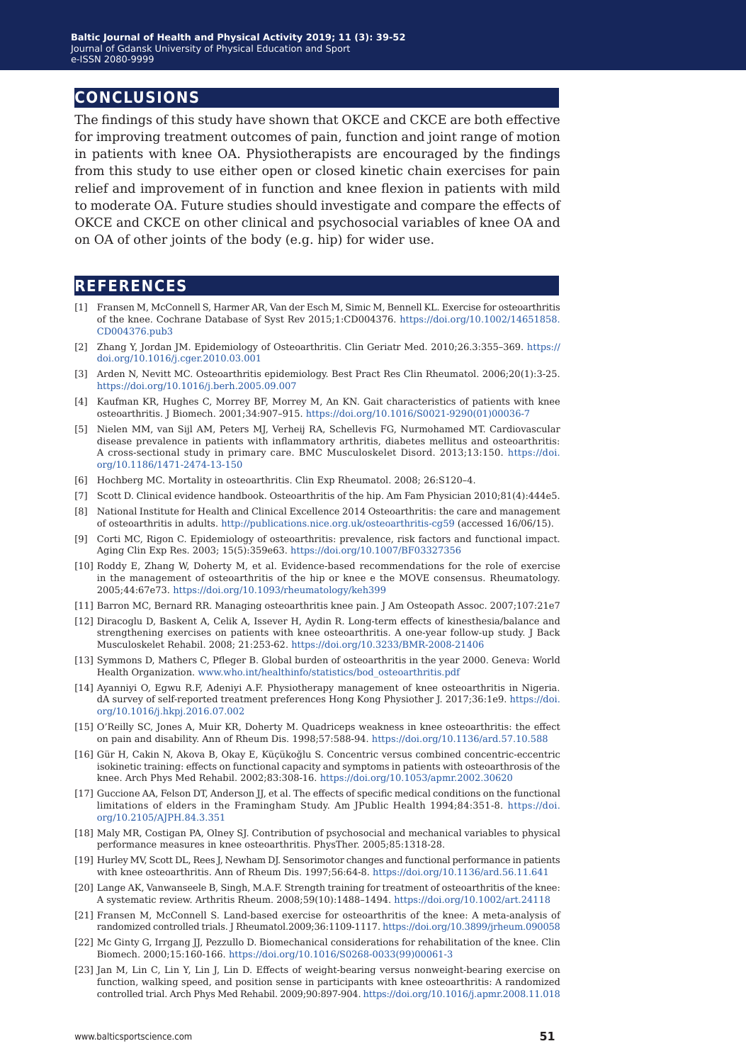## CONCLUSIONS

The findings of this study have shown that OKCE and CKCE are both effective for improving treatment outcomes of pain, function and joint range of motion in patients with knee OA. Physiotherapists are encouraged by the findings from this study to use either open or closed kinetic chain exercises for pain relief and improvement of in function and knee flexion in patients with mild to moderate OA. Future studies should investigate and compare the effects of OKCE and CKCE on other clinical and psychosocial variables of knee OA and on OA of other joints of the body (e.g. hip) for wider use.

## REFERENCES

[1] Fransen M, McConnell S, Harmer AR, Van der Esch M, Simic M, Bennell KL. Exercise for osteoarthritis of the knee. Cochrane Database of Syst Rev 2015;1:CD004376. https://doi.org/10.1002/14651858.CD004376.pub3

[2] Zhang Y, Jordan JM. Epidemiology of Osteoarthritis. Clin Geriatr Med. 2010;26.3:355–369. https://doi.org/10.1016/j.cger.2010.03.001

[3] Arden N, Nevitt MC. Osteoarthritis epidemiology. Best Pract Res Clin Rheumatol. 2006;20(1):3-25. https://doi.org/10.1016/j.berh.2005.09.007

[4] Kaufman KR, Hughes C, Morrey BF, Morrey M, An KN. Gait characteristics of patients with knee osteoarthritis. J Biomech. 2001;34:907–915. https://doi.org/10.1016/S0021-9290(01)00036-7

[5] Nielen MM, van Sijl AM, Peters MJ, Verheij RA, Schellevis FG, Nurmohamed MT. Cardiovascular disease prevalence in patients with inflammatory arthritis, diabetes mellitus and osteoarthritis: A cross-sectional study in primary care. BMC Musculoskelet Disord. 2013;13:150. https://doi.org/10.1186/1471-2474-13-150

[6] Hochberg MC. Mortality in osteoarthritis. Clin Exp Rheumatol. 2008; 26:S120–4.

[7] Scott D. Clinical evidence handbook. Osteoarthritis of the hip. Am Fam Physician 2010;81(4):444e5.

[8] National Institute for Health and Clinical Excellence 2014 Osteoarthritis: the care and management of osteoarthritis in adults. http://publications.nice.org.uk/osteoarthritis-cg59 (accessed 16/06/15).

[9] Corti MC, Rigon C. Epidemiology of osteoarthritis: prevalence, risk factors and functional impact. Aging Clin Exp Res. 2003; 15(5):359e63. https://doi.org/10.1007/BF03327356

[10] Roddy E, Zhang W, Doherty M, et al. Evidence-based recommendations for the role of exercise in the management of osteoarthritis of the hip or knee e the MOVE consensus. Rheumatology. 2005;44:67e73. https://doi.org/10.1093/rheumatology/keh399

[11] Barron MC, Bernard RR. Managing osteoarthritis knee pain. J Am Osteopath Assoc. 2007;107:21e7

[12] Diracoglu D, Baskent A, Celik A, Issever H, Aydin R. Long-term effects of kinesthesia/balance and strengthening exercises on patients with knee osteoarthritis. A one-year follow-up study. J Back Musculoskelet Rehabil. 2008; 21:253-62. https://doi.org/10.3233/BMR-2008-21406

[13] Symmons D, Mathers C, Pfleger B. Global burden of osteoarthritis in the year 2000. Geneva: World Health Organization. www.who.int/healthinfo/statistics/bod_osteoarthritis.pdf

[14] Ayanniyi O, Egwu R.F, Adeniyi A.F. Physiotherapy management of knee osteoarthritis in Nigeria. dA survey of self-reported treatment preferences Hong Kong Physiother J. 2017;36:1e9. https://doi.org/10.1016/j.hkpj.2016.07.002

[15] O'Reilly SC, Jones A, Muir KR, Doherty M. Quadriceps weakness in knee osteoarthritis: the effect on pain and disability. Ann of Rheum Dis. 1998;57:588-94. https://doi.org/10.1136/ard.57.10.588

[16] Gür H, Cakin N, Akova B, Okay E, Küçükoğlu S. Concentric versus combined concentric-eccentric isokinetic training: effects on functional capacity and symptoms in patients with osteoarthrosis of the knee. Arch Phys Med Rehabil. 2002;83:308-16. https://doi.org/10.1053/apmr.2002.30620

[17] Guccione AA, Felson DT, Anderson JJ, et al. The effects of specific medical conditions on the functional limitations of elders in the Framingham Study. Am JPublic Health 1994;84:351-8. https://doi.org/10.2105/AJPH.84.3.351

[18] Maly MR, Costigan PA, Olney SJ. Contribution of psychosocial and mechanical variables to physical performance measures in knee osteoarthritis. PhysTher. 2005;85:1318-28.

[19] Hurley MV, Scott DL, Rees J, Newham DJ. Sensorimotor changes and functional performance in patients with knee osteoarthritis. Ann of Rheum Dis. 1997;56:64-8. https://doi.org/10.1136/ard.56.11.641

[20] Lange AK, Vanwanseele B, Singh, M.A.F. Strength training for treatment of osteoarthritis of the knee: A systematic review. Arthritis Rheum. 2008;59(10):1488–1494. https://doi.org/10.1002/art.24118

[21] Fransen M, McConnell S. Land-based exercise for osteoarthritis of the knee: A meta-analysis of randomized controlled trials. J Rheumatol.2009;36:1109-1117. https://doi.org/10.3899/jrheum.090058

[22] Mc Ginty G, Irrgang JJ, Pezzullo D. Biomechanical considerations for rehabilitation of the knee. Clin Biomech. 2000;15:160-166. https://doi.org/10.1016/S0268-0033(99)00061-3

[23] Jan M, Lin C, Lin Y, Lin J, Lin D. Effects of weight-bearing versus nonweight-bearing exercise on function, walking speed, and position sense in participants with knee osteoarthritis: A randomized controlled trial. Arch Phys Med Rehabil. 2009;90:897-904. https://doi.org/10.1016/j.apmr.2008.11.018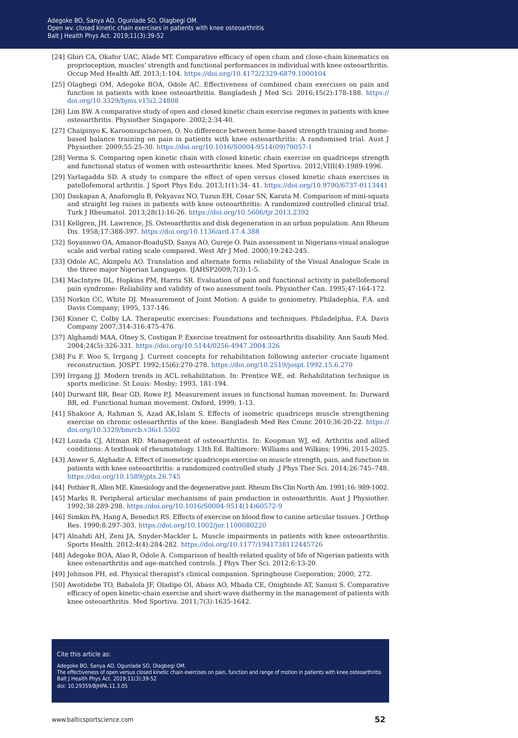[24] Gbiri CA, Okafor UAC, Alade MT. Comparative efficacy of open chain and close-chain kinematics on proprioception, muscles' strength and functional performances in individual with knee osteoarthritis. Occup Med Health Aff. 2013;1:104. https://doi.org/10.4172/2329-6879.1000104

[25] Olagbegi OM, Adegoke BOA, Odole AC. Effectiveness of combined chain exercises on pain and function in patients with knee osteoarthritis. Bangladesh J Med Sci. 2016;15(2):178-188. https://doi.org/10.3329/bjms.v15i2.24808

[26] Lim BW. A comparative study of open and closed kinetic chain exercise regimes in patients with knee osteoarthritis. Physiother Singapore. 2002;2:34-40.

[27] Chaipinyo K, Karoonsupcharoen, O. No difference between home-based strength training and home-based balance training on pain in patients with knee osteoarthritis: A randomised trial. Aust J Physiother. 2009;55:25-30. https://doi.org/10.1016/S0004-9514(09)70057-1

[28] Verma S. Comparing open kinetic chain with closed kinetic chain exercise on quadriceps strength and functional status of women with osteoarthritic knees. Med Sportiva. 2012;VIII(4):1989-1996.

[29] Yarlagadda SD. A study to compare the effect of open versus closed kinetic chain exercises in patellofemoral arthritis. J Sport Phys Edu. 2013;1(1):34- 41. https://doi.org/10.9790/6737-0113441

[30] Daskapan A, Anaforoglu B, Pekyavas NO, Tuzun EH, Cosar SN, Karata M. Comparison of mini-squats and straight leg raises in patients with knee osteoarthritis: A randomized controlled clinical trial. Turk J Rheumatol. 2013;28(1):16-26. https://doi.org/10.5606/tjr.2013.2392

[31] Kellgren, JH. Lawrence, JS. Osteoarthritis and disk degeneration in an urban population. Ann Rheum Dis. 1958;17:388-397. https://doi.org/10.1136/ard.17.4.388

[32] Soyannwo OA, Amanor-BoaduSD, Sanya AO, Gureje O. Pain assessment in Nigerians-visual analogue scale and verbal rating scale compared. West Afr J Med. 2000;19:242-245.

[33] Odole AC, Akinpelu AO. Translation and alternate forms reliability of the Visual Analogue Scale in the three major Nigerian Languages. IJAHSP2009;7(3):1-5.

[34] MacIntyre DL, Hopkins PM, Harris SR. Evaluation of pain and functional activity in patellofemoral pain syndrome: Reliability and validity of two assessment tools. Physiother Can. 1995;47:164-172.

[35] Norkin CC, White DJ. Measurement of Joint Motion: A guide to goniometry. Philadephia, F.A. and Davis Company; 1995, 137-146.

[36] Kisner C, Colby LA. Therapeutic exercises: Foundations and techniques. Philadelphia, F.A. Davis Company 2007;314-316:475-476.

[37] Alghamdi MAA, Olney S, Costigan P. Exercise treatment for osteoarthritis disability. Ann Saudi Med. 2004;24(5):326-331. https://doi.org/10.5144/0256-4947.2004.326

[38] Fu F. Woo S, Irrgang J. Current concepts for rehabilitation following anterior cruciate ligament reconstruction. JOSPT. 1992;15(6):270-278. https://doi.org/10.2519/jospt.1992.15.6.270

[39] Irrgang JJ. Modern trends in ACL rehabilitation. In: Prentice WE, ed. Rehabilitation technique in sports medicine. St Louis: Mosby; 1993, 181-194.

[40] Durward BR, Bear GD, Rowe PJ. Measurement issues in functional human movement. In: Durward BR, ed. Functional human movement. Oxford, 1999; 1-13.

[41] Shakoor A, Rahman S, Azad AK,Islam S. Effects of isometric quadriceps muscle strengthening exercise on chronic osteoarthritis of the knee. Bangladesh Med Res Counc 2010;36:20-22. https://doi.org/10.3329/bmrcb.v36i1.5502

[42] Lozada CJ, Altman RD. Management of osteoarthritis. In: Koopman WJ, ed. Arthritis and allied conditions: A textbook of rheumatology. 13th Ed. Baltimore: Williams and Wilkins; 1996, 2015-2025.

[43] Anwer S, Alghadir A. Effect of isometric quadriceps exercise on muscle strength, pain, and function in patients with knee osteoarthritis: a randomized controlled study .J Phys Ther Sci. 2014;26:745–748. https://doi.org/10.1589/jpts.26.745

[44] Pothier B, Allen ME. Kinesiology and the degenerative joint. Rheum Dis Clin North Am. 1991;16: 989-1002.

[45] Marks R. Peripheral articular mechanisms of pain production in osteoarthritis. Aust J Physiother. 1992;38:289-298. https://doi.org/10.1016/S0004-9514(14)60572-9

[46] Simkin PA, Hang A, Benedict RS. Effects of exercise on blood flow to canine articular tissues. J Orthop Res. 1990;8:297-303. https://doi.org/10.1002/jor.1100080220

[47] Alnahdi AH, Zeni JA, Snyder-Mackler L. Muscle impairments in patients with knee osteoarthritis. Sports Health. 2012;4(4):284-282. https://doi.org/10.1177/1941738112445726

[48] Adegoke BOA, Alao R, Odole A. Comparison of health-related quality of life of Nigerian patients with knee osteoarthritis and age-matched controls. J Phys Ther Sci. 2012;6:13-20.

[49] Johnson PH, ed. Physical therapist's clinical companion. Springhouse Corporation; 2000, 272.

[50] Awotidebe TO, Babalola JF, Oladipo OI, Abass AO, Mbada CE, Onigbinde AT, Sanusi S. Comparative efficacy of open kinetic-chain exercise and short-wave diathermy in the management of patients with knee osteoarthritis. Med Sportiva. 2011;7(3):1635-1642.

Cite this article as:

Adegoke BO, Sanya AO, Ogunlade SO, Olagbegi OM.
The effectiveness of open versus closed kinetic chain exercises on pain, function and range of motion in patients with knee osteoarthritis
Balt J Health Phys Act. 2019;11(3):39-52
doi: 10.29359/BJHPA.11.3.05